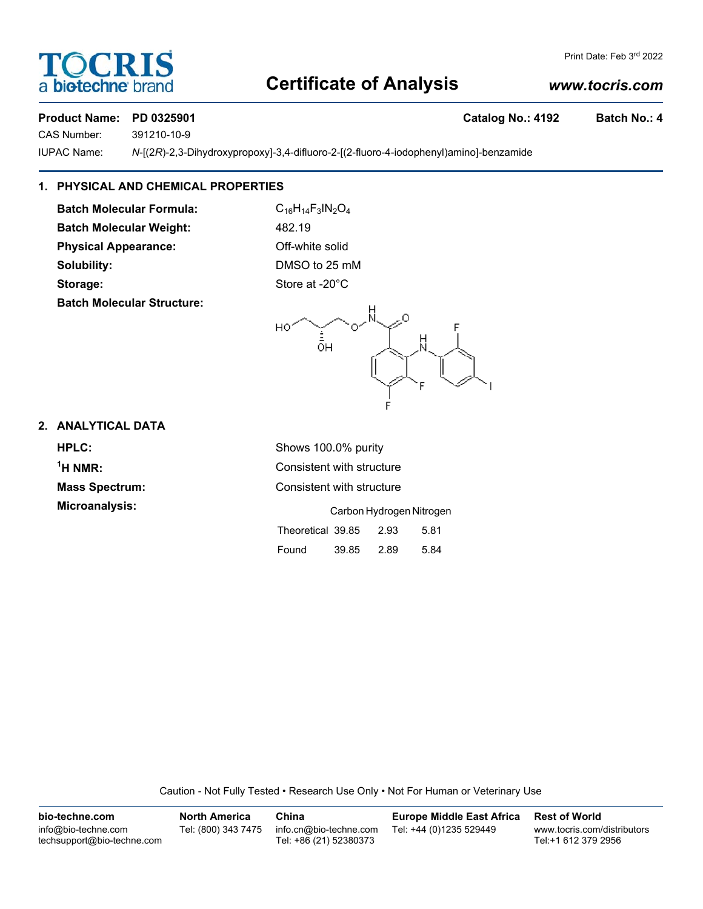# TOCRIS
a bio-techne brand

Print Date: Feb 3rd 2022

## Certificate of Analysis

*www.tocris.com*

**Product Name:** **PD 0325901** **Catalog No.: 4192** **Batch No.: 4**

CAS Number: 391210-10-9

IUPAC Name: *N*-[(2*R*)-2,3-Dihydroxypropoxy]-3,4-difluoro-2-[(2-fluoro-4-iodophenyl)amino]-benzamide

### 1. PHYSICAL AND CHEMICAL PROPERTIES

**Batch Molecular Formula:** $C_{16}H_{14}F_3IN_2O_4$

**Batch Molecular Weight:** 482.19

**Physical Appearance:** Off-white solid

**Solubility:** DMSO to 25 mM

**Storage:** Store at -20°C

**Batch Molecular Structure:**

### 2. ANALYTICAL DATA

**HPLC:** Shows 100.0% purity

**$^1$H NMR:** Consistent with structure

**Mass Spectrum:** Consistent with structure

**Microanalysis:**

| | Carbon | Hydrogen | Nitrogen |
|---|---|---|---|
| Theoretical | 39.85 | 2.93 | 5.81 |
| Found | 39.85 | 2.89 | 5.84 |

Caution - Not Fully Tested • Research Use Only • Not For Human or Veterinary Use

**bio-techne.com**
info@bio-techne.com
techsupport@bio-techne.com

**North America**
Tel: (800) 343 7475

**China**
info.cn@bio-techne.com
Tel: +86 (21) 52380373

**Europe Middle East Africa**
Tel: +44 (0)1235 529449

**Rest of World**
www.tocris.com/distributors
Tel:+1 612 379 2956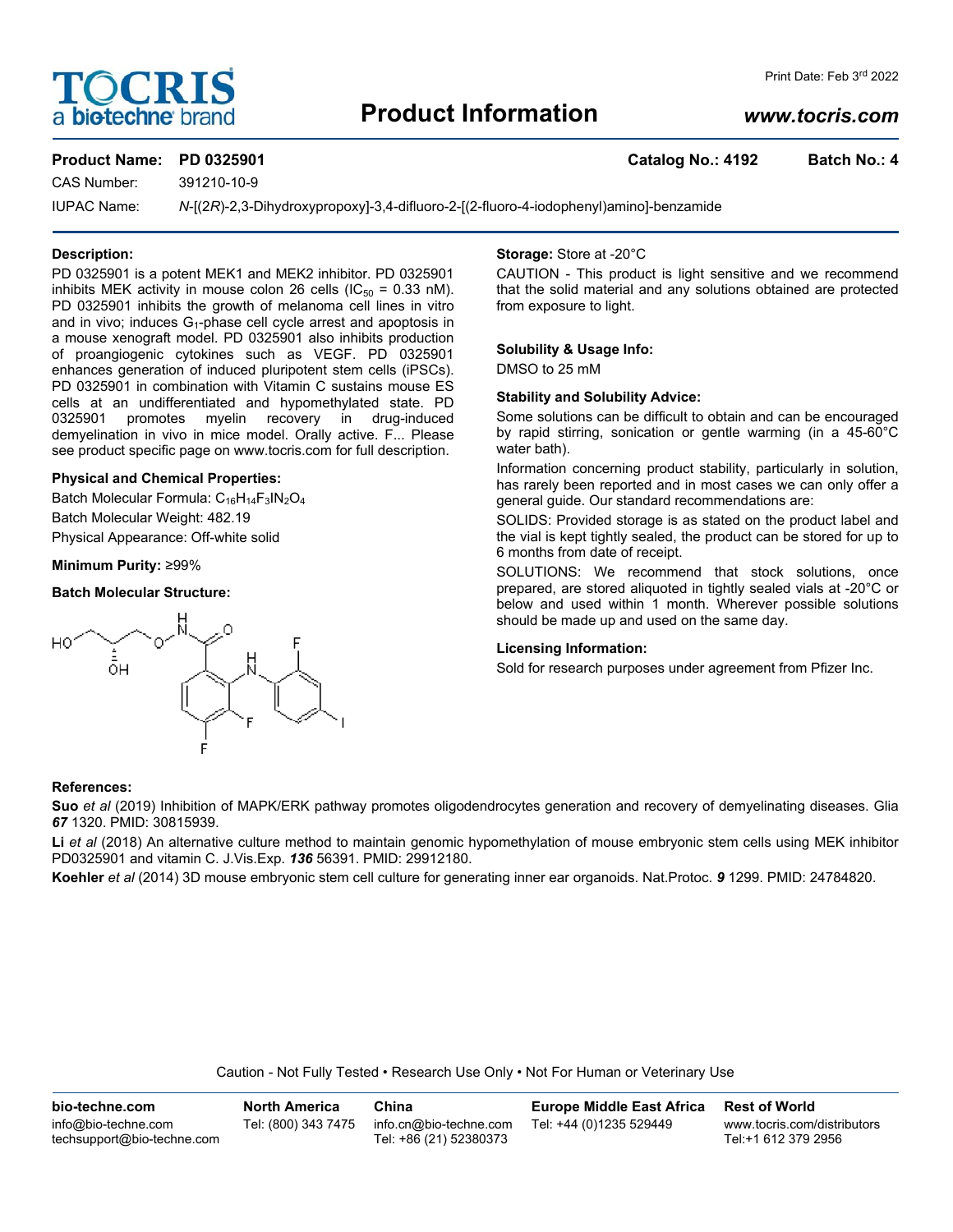# Product Information

**Product Name: PD 0325901** **Catalog No.: 4192** **Batch No.: 4**

CAS Number: 391210-10-9

IUPAC Name: *N*-[(2*R*)-2,3-Dihydroxypropoxy]-3,4-difluoro-2-[(2-fluoro-4-iodophenyl)amino]-benzamide

### Description:

PD 0325901 is a potent MEK1 and MEK2 inhibitor. PD 0325901 inhibits MEK activity in mouse colon 26 cells ($IC_{50}$ = 0.33 nM). PD 0325901 inhibits the growth of melanoma cell lines in vitro and in vivo; induces $G_1$-phase cell cycle arrest and apoptosis in a mouse xenograft model. PD 0325901 also inhibits production of proangiogenic cytokines such as VEGF. PD 0325901 enhances generation of induced pluripotent stem cells (iPSCs). PD 0325901 in combination with Vitamin C sustains mouse ES cells at an undifferentiated and hypomethylated state. PD 0325901 promotes myelin recovery in drug-induced demyelination in vivo in mice model. Orally active. F... Please see product specific page on www.tocris.com for full description.

### Physical and Chemical Properties:

Batch Molecular Formula: $C_{16}H_{14}F_3IN_2O_4$

Batch Molecular Weight: 482.19

Physical Appearance: Off-white solid

**Minimum Purity:** ≥99%

### Batch Molecular Structure:

### Storage: Store at -20°C

CAUTION - This product is light sensitive and we recommend that the solid material and any solutions obtained are protected from exposure to light.

### Solubility & Usage Info:

DMSO to 25 mM

### Stability and Solubility Advice:

Some solutions can be difficult to obtain and can be encouraged by rapid stirring, sonication or gentle warming (in a 45-60°C water bath).

Information concerning product stability, particularly in solution, has rarely been reported and in most cases we can only offer a general guide. Our standard recommendations are:

SOLIDS: Provided storage is as stated on the product label and the vial is kept tightly sealed, the product can be stored for up to 6 months from date of receipt.

SOLUTIONS: We recommend that stock solutions, once prepared, are stored aliquoted in tightly sealed vials at -20°C or below and used within 1 month. Wherever possible solutions should be made up and used on the same day.

### Licensing Information:

Sold for research purposes under agreement from Pfizer Inc.

### References:

**Suo** *et al* (2019) Inhibition of MAPK/ERK pathway promotes oligodendrocytes generation and recovery of demyelinating diseases. Glia ***67*** 1320. PMID: 30815939.

**Li** *et al* (2018) An alternative culture method to maintain genomic hypomethylation of mouse embryonic stem cells using MEK inhibitor PD0325901 and vitamin C. J.Vis.Exp. ***136*** 56391. PMID: 29912180.

**Koehler** *et al* (2014) 3D mouse embryonic stem cell culture for generating inner ear organoids. Nat.Protoc. ***9*** 1299. PMID: 24784820.

Caution - Not Fully Tested • Research Use Only • Not For Human or Veterinary Use

**bio-techne.com**
info@bio-techne.com
techsupport@bio-techne.com

**North America**
Tel: (800) 343 7475

**China**
info.cn@bio-techne.com
Tel: +86 (21) 52380373

**Europe Middle East Africa**
Tel: +44 (0)1235 529449

**Rest of World**
www.tocris.com/distributors
Tel:+1 612 379 2956